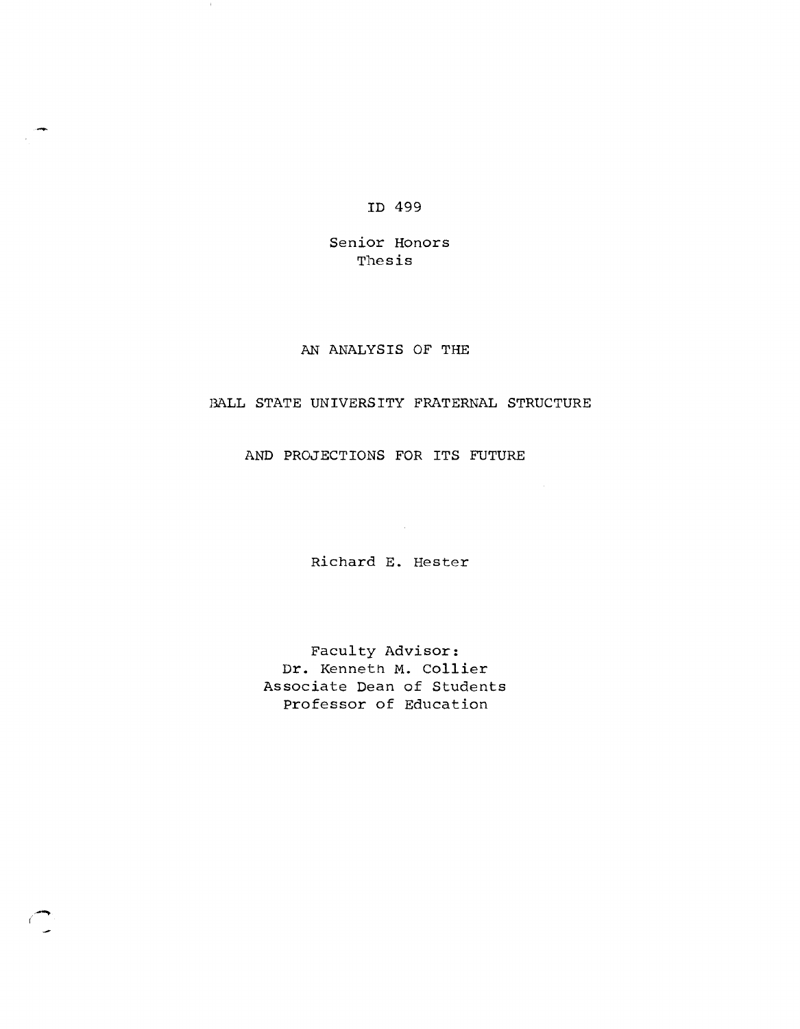ID 499

Senior Honors Thesis

# AN ANALYSIS OF THE BALL STATE UNIVERSITY FRATERNAL STRUCTURE AND PROJECTIONS FOR ITS FUTURE

Richard E. Hester

Faculty Advisor:
Dr. Kenneth M. Collier
Associate Dean of Students
Professor of Education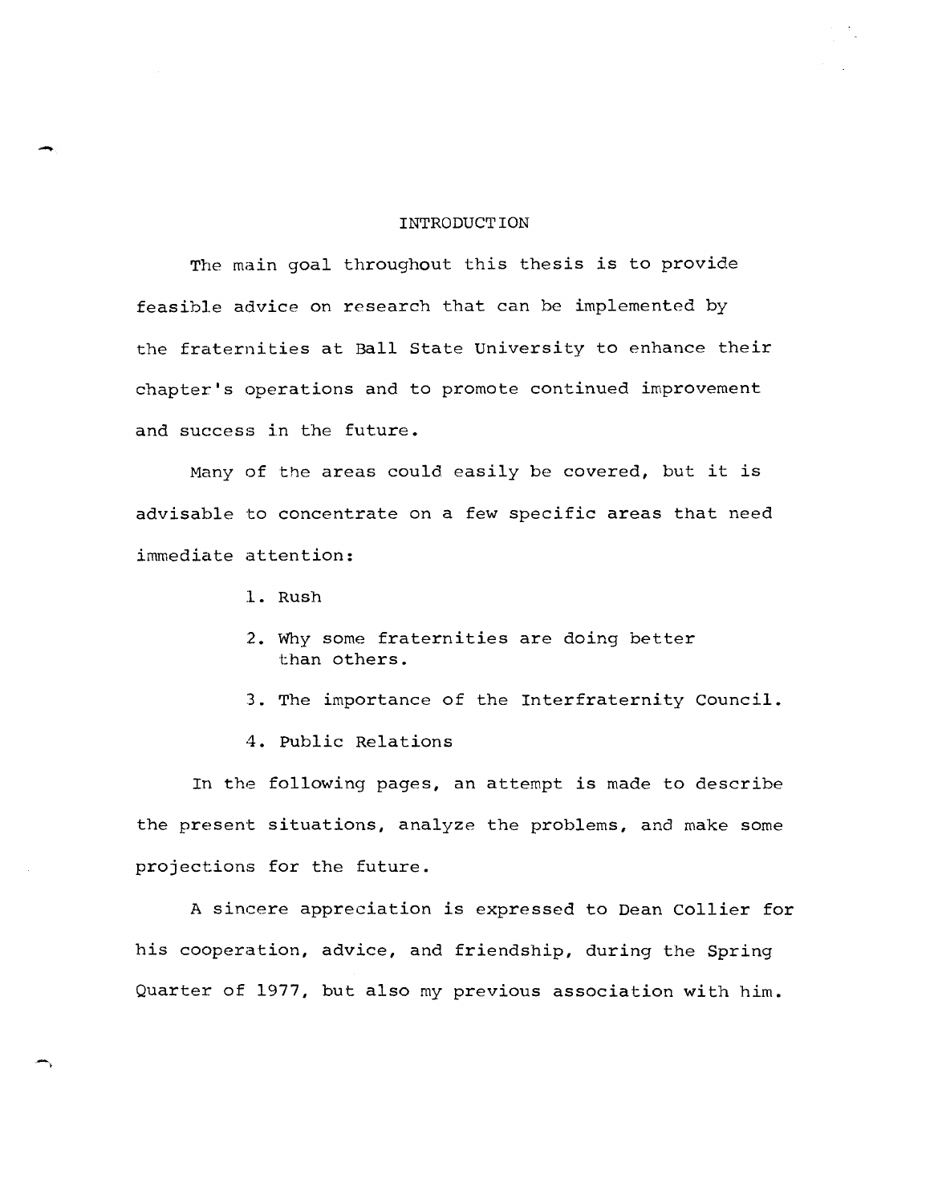# INTRODUCTION

The main goal throughout this thesis is to provide feasible advice on research that can be implemented by the fraternities at Ball State University to enhance their chapter's operations and to promote continued improvement and success in the future.

Many of the areas could easily be covered, but it is advisable to concentrate on a few specific areas that need immediate attention:

1. Rush
2. Why some fraternities are doing better than others.
3. The importance of the Interfraternity Council.
4. Public Relations

In the following pages, an attempt is made to describe the present situations, analyze the problems, and make some projections for the future.

A sincere appreciation is expressed to Dean Collier for his cooperation, advice, and friendship, during the Spring Quarter of 1977, but also my previous association with him.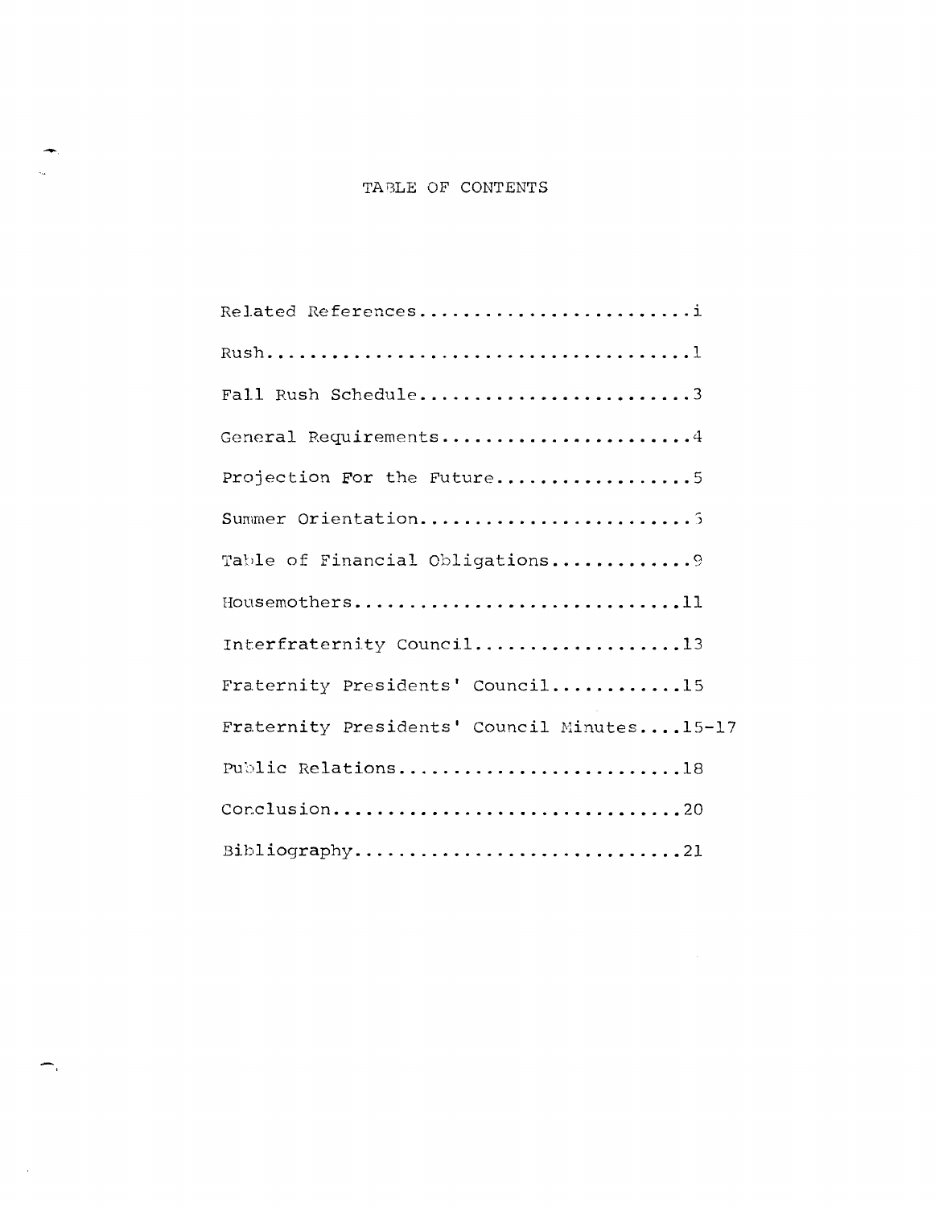# TABLE OF CONTENTS

Related References.........................i

Rush.......................................1

Fall Rush Schedule.........................3

General Requirements.......................4

Projection For the Future..................5

Summer Orientation.........................5

Table of Financial Obligations.............9

Housemothers...............................11

Interfraternity Council....................13

Fraternity Presidents' Council.............15

Fraternity Presidents' Council Minutes....15-17

Public Relations...........................18

Conclusion.................................20

Bibliography...............................21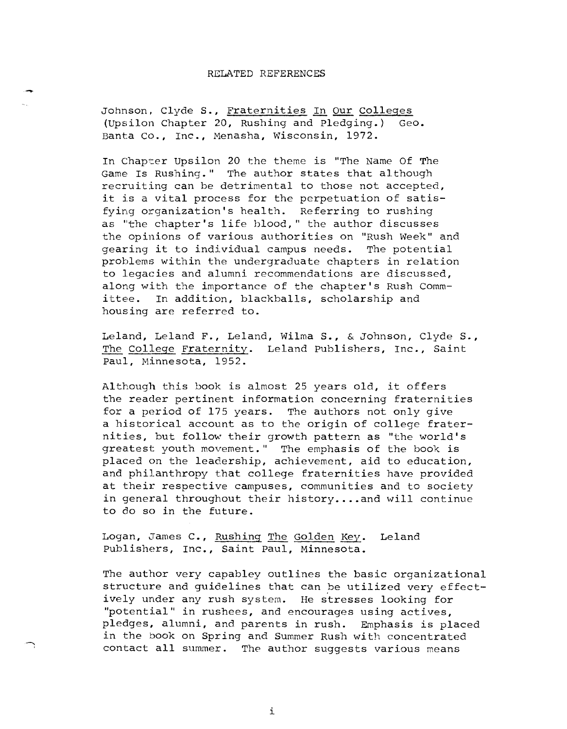# RELATED REFERENCES

Johnson, Clyde S., Fraternities In Our Colleges (Upsilon Chapter 20, Rushing and Pledging.) Geo. Banta Co., Inc., Menasha, Wisconsin, 1972.

In Chapter Upsilon 20 the theme is "The Name Of The Game Is Rushing." The author states that although recruiting can be detrimental to those not accepted, it is a vital process for the perpetuation of satisfying organization's health. Referring to rushing as "the chapter's life blood," the author discusses the opinions of various authorities on "Rush Week" and gearing it to individual campus needs. The potential problems within the undergraduate chapters in relation to legacies and alumni recommendations are discussed, along with the importance of the chapter's Rush Committee. In addition, blackballs, scholarship and housing are referred to.

Leland, Leland F., Leland, Wilma S., & Johnson, Clyde S., The College Fraternity. Leland Publishers, Inc., Saint Paul, Minnesota, 1952.

Although this book is almost 25 years old, it offers the reader pertinent information concerning fraternities for a period of 175 years. The authors not only give a historical account as to the origin of college fraternities, but follow their growth pattern as "the world's greatest youth movement." The emphasis of the book is placed on the leadership, achievement, aid to education, and philanthropy that college fraternities have provided at their respective campuses, communities and to society in general throughout their history....and will continue to do so in the future.

Logan, James C., Rushing The Golden Key. Leland Publishers, Inc., Saint Paul, Minnesota.

The author very capabley outlines the basic organizational structure and guidelines that can be utilized very effectively under any rush system. He stresses looking for "potential" in rushees, and encourages using actives, pledges, alumni, and parents in rush. Emphasis is placed in the book on Spring and Summer Rush with concentrated contact all summer. The author suggests various means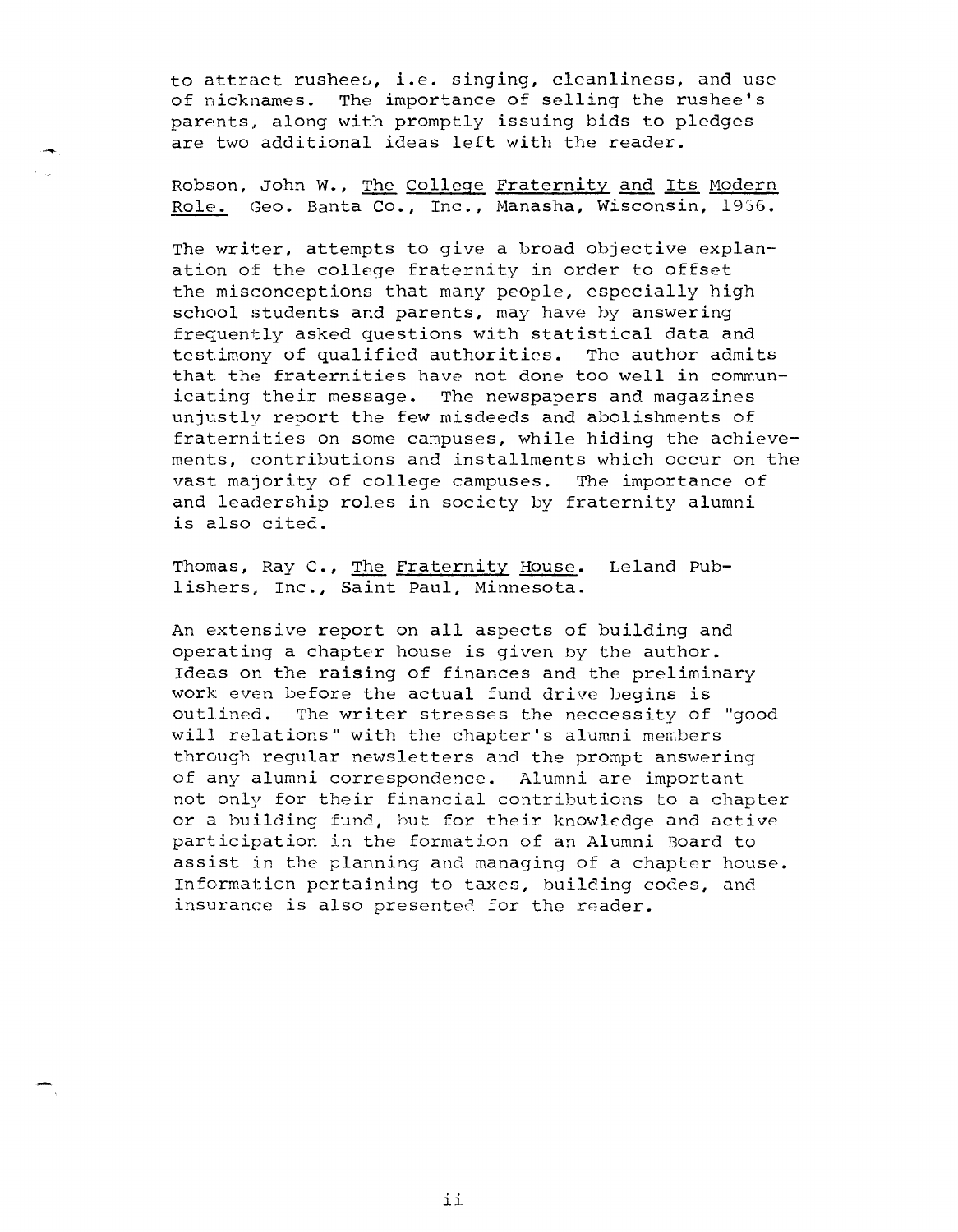to attract rushees, i.e. singing, cleanliness, and use of nicknames. The importance of selling the rushee's parents, along with promptly issuing bids to pledges are two additional ideas left with the reader.

Robson, John W., The College Fraternity and Its Modern Role. Geo. Banta Co., Inc., Manasha, Wisconsin, 1966.

The writer, attempts to give a broad objective explanation of the college fraternity in order to offset the misconceptions that many people, especially high school students and parents, may have by answering frequently asked questions with statistical data and testimony of qualified authorities. The author admits that the fraternities have not done too well in communicating their message. The newspapers and magazines unjustly report the few misdeeds and abolishments of fraternities on some campuses, while hiding the achievements, contributions and installments which occur on the vast majority of college campuses. The importance of and leadership roles in society by fraternity alumni is also cited.

Thomas, Ray C., The Fraternity House. Leland Publishers, Inc., Saint Paul, Minnesota.

An extensive report on all aspects of building and operating a chapter house is given by the author. Ideas on the raising of finances and the preliminary work even before the actual fund drive begins is outlined. The writer stresses the neccessity of "good will relations" with the chapter's alumni members through regular newsletters and the prompt answering of any alumni correspondence. Alumni are important not only for their financial contributions to a chapter or a building fund, but for their knowledge and active participation in the formation of an Alumni Board to assist in the planning and managing of a chapter house. Information pertaining to taxes, building codes, and insurance is also presented for the reader.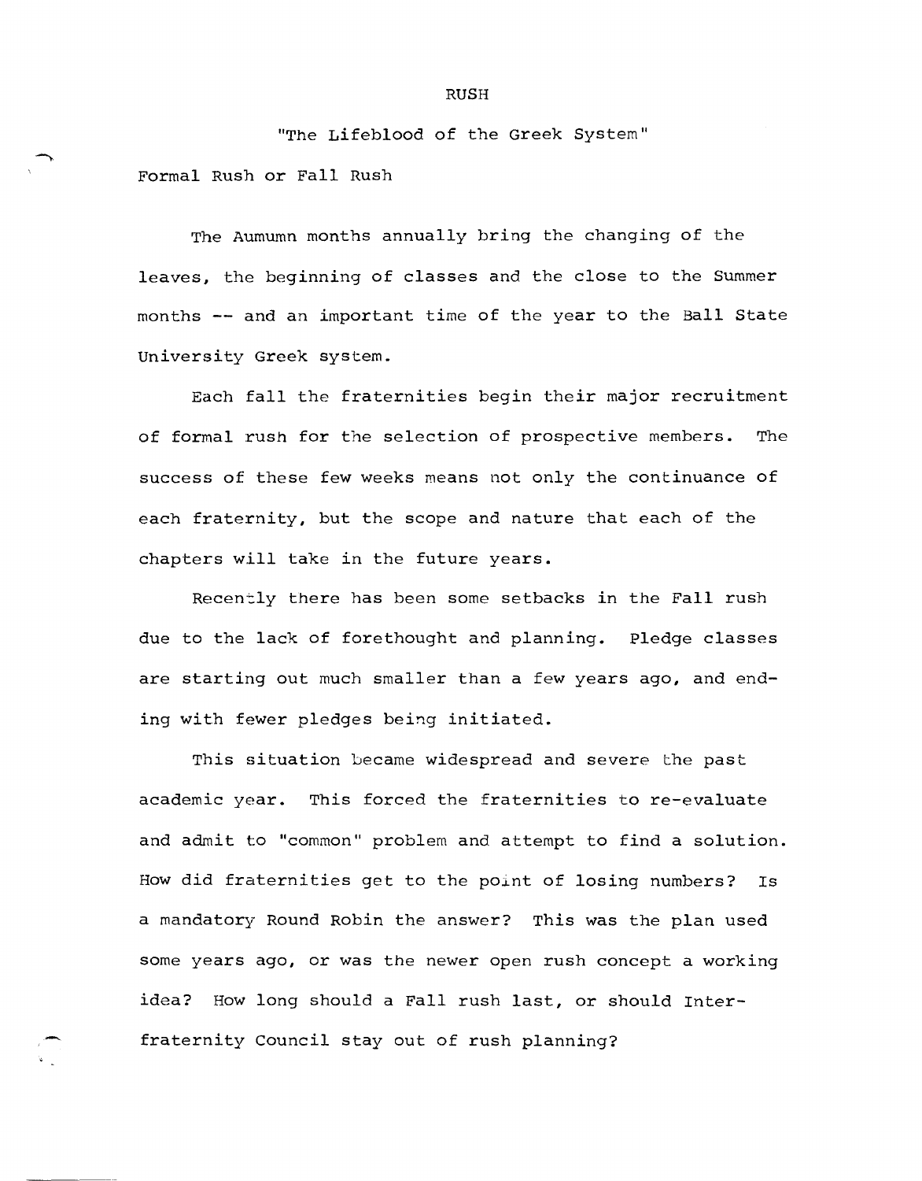# RUSH

## "The Lifeblood of the Greek System"

### Formal Rush or Fall Rush

The Aumumn months annually bring the changing of the leaves, the beginning of classes and the close to the Summer months -- and an important time of the year to the Ball State University Greek system.

Each fall the fraternities begin their major recruitment of formal rush for the selection of prospective members. The success of these few weeks means not only the continuance of each fraternity, but the scope and nature that each of the chapters will take in the future years.

Recently there has been some setbacks in the Fall rush due to the lack of forethought and planning. Pledge classes are starting out much smaller than a few years ago, and ending with fewer pledges being initiated.

This situation became widespread and severe the past academic year. This forced the fraternities to re-evaluate and admit to "common" problem and attempt to find a solution. How did fraternities get to the point of losing numbers? Is a mandatory Round Robin the answer? This was the plan used some years ago, or was the newer open rush concept a working idea? How long should a Fall rush last, or should Interfraternity Council stay out of rush planning?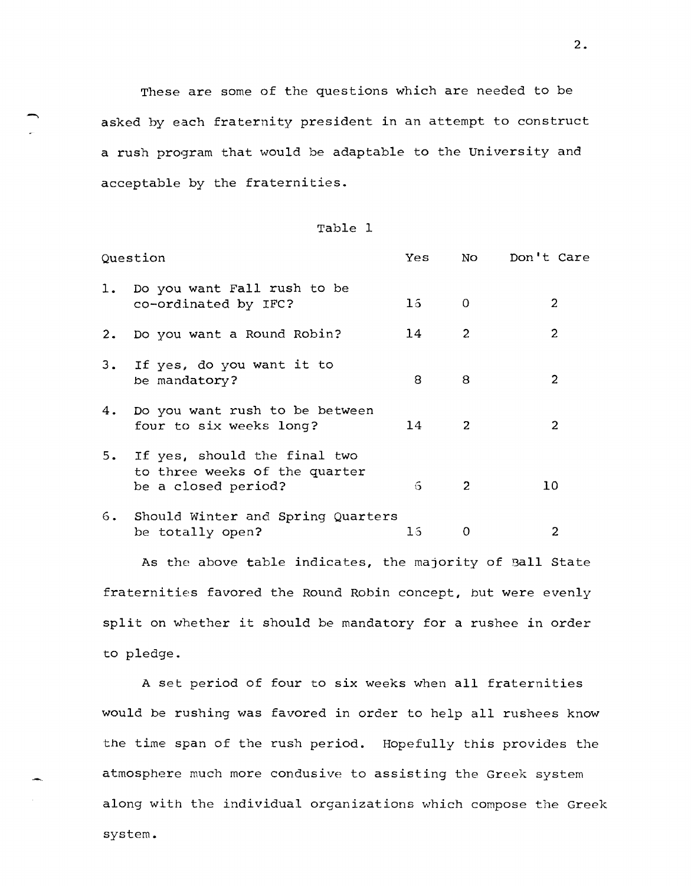These are some of the questions which are needed to be asked by each fraternity president in an attempt to construct a rush program that would be adaptable to the University and acceptable by the fraternities.

Table 1

| Question | Yes | No | Don't Care |
|---|---|---|---|
| 1. Do you want Fall rush to be co-ordinated by IFC? | 16 | 0 | 2 |
| 2. Do you want a Round Robin? | 14 | 2 | 2 |
| 3. If yes, do you want it to be mandatory? | 8 | 8 | 2 |
| 4. Do you want rush to be between four to six weeks long? | 14 | 2 | 2 |
| 5. If yes, should the final two to three weeks of the quarter be a closed period? | 6 | 2 | 10 |
| 6. Should Winter and Spring Quarters be totally open? | 16 | 0 | 2 |

As the above table indicates, the majority of Ball State fraternities favored the Round Robin concept, but were evenly split on whether it should be mandatory for a rushee in order to pledge.

A set period of four to six weeks when all fraternities would be rushing was favored in order to help all rushees know the time span of the rush period. Hopefully this provides the atmosphere much more condusive to assisting the Greek system along with the individual organizations which compose the Greek system.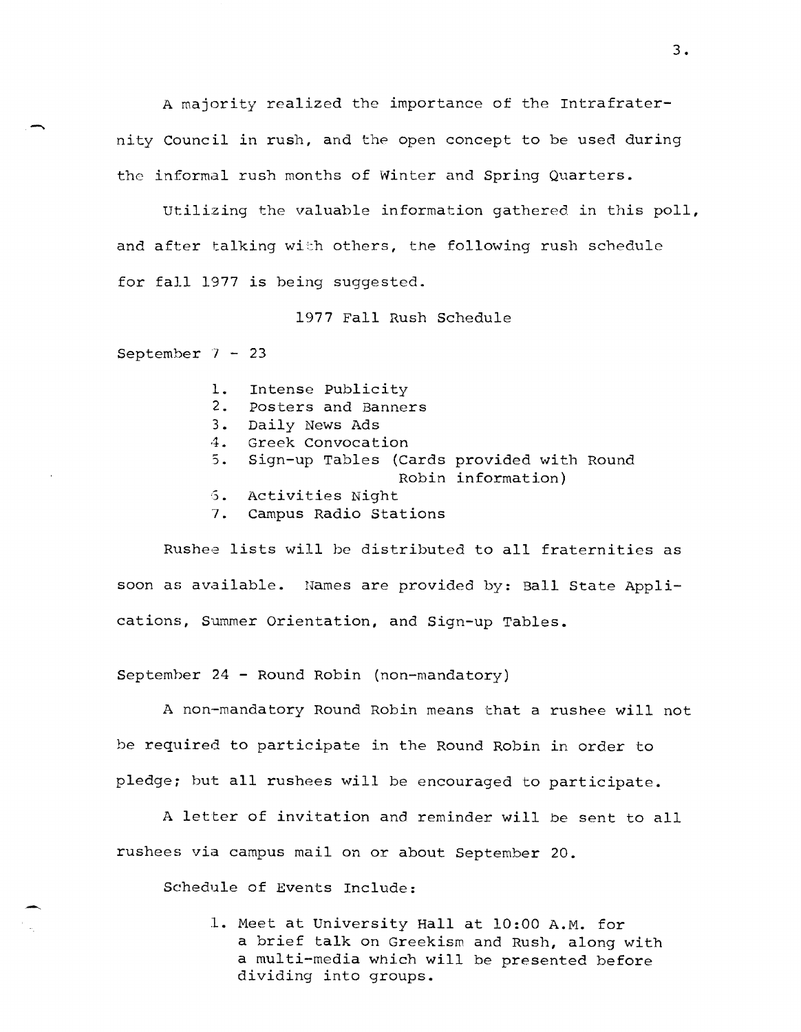A majority realized the importance of the Intrafraternity Council in rush, and the open concept to be used during the informal rush months of Winter and Spring Quarters.

Utilizing the valuable information gathered in this poll, and after talking with others, the following rush schedule for fall 1977 is being suggested.

1977 Fall Rush Schedule

September 7 - 23

1. Intense Publicity
2. Posters and Banners
3. Daily News Ads
4. Greek Convocation
5. Sign-up Tables (Cards provided with Round Robin information)
6. Activities Night
7. Campus Radio Stations

Rushee lists will be distributed to all fraternities as soon as available. Names are provided by: Ball State Applications, Summer Orientation, and Sign-up Tables.

September 24 - Round Robin (non-mandatory)

A non-mandatory Round Robin means that a rushee will not be required to participate in the Round Robin in order to pledge; but all rushees will be encouraged to participate.

A letter of invitation and reminder will be sent to all rushees via campus mail on or about September 20.

Schedule of Events Include:

1. Meet at University Hall at 10:00 A.M. for a brief talk on Greekism and Rush, along with a multi-media which will be presented before dividing into groups.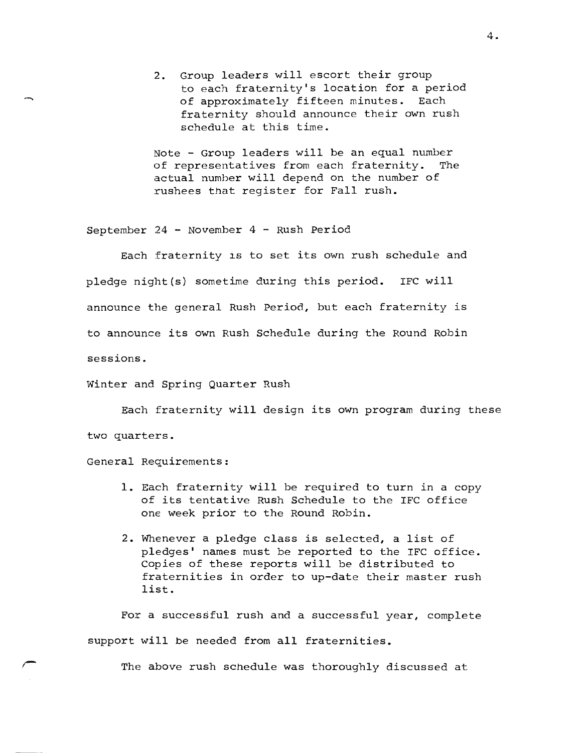2. Group leaders will escort their group to each fraternity's location for a period of approximately fifteen minutes. Each fraternity should announce their own rush schedule at this time.

   Note - Group leaders will be an equal number of representatives from each fraternity. The actual number will depend on the number of rushees that register for Fall rush.

September 24 - November 4 - Rush Period

Each fraternity is to set its own rush schedule and pledge night(s) sometime during this period. IFC will announce the general Rush Period, but each fraternity is to announce its own Rush Schedule during the Round Robin sessions.

Winter and Spring Quarter Rush

Each fraternity will design its own program during these two quarters.

General Requirements:

1. Each fraternity will be required to turn in a copy of its tentative Rush Schedule to the IFC office one week prior to the Round Robin.
2. Whenever a pledge class is selected, a list of pledges' names must be reported to the IFC office. Copies of these reports will be distributed to fraternities in order to up-date their master rush list.

For a successful rush and a successful year, complete support will be needed from all fraternities.

The above rush schedule was thoroughly discussed at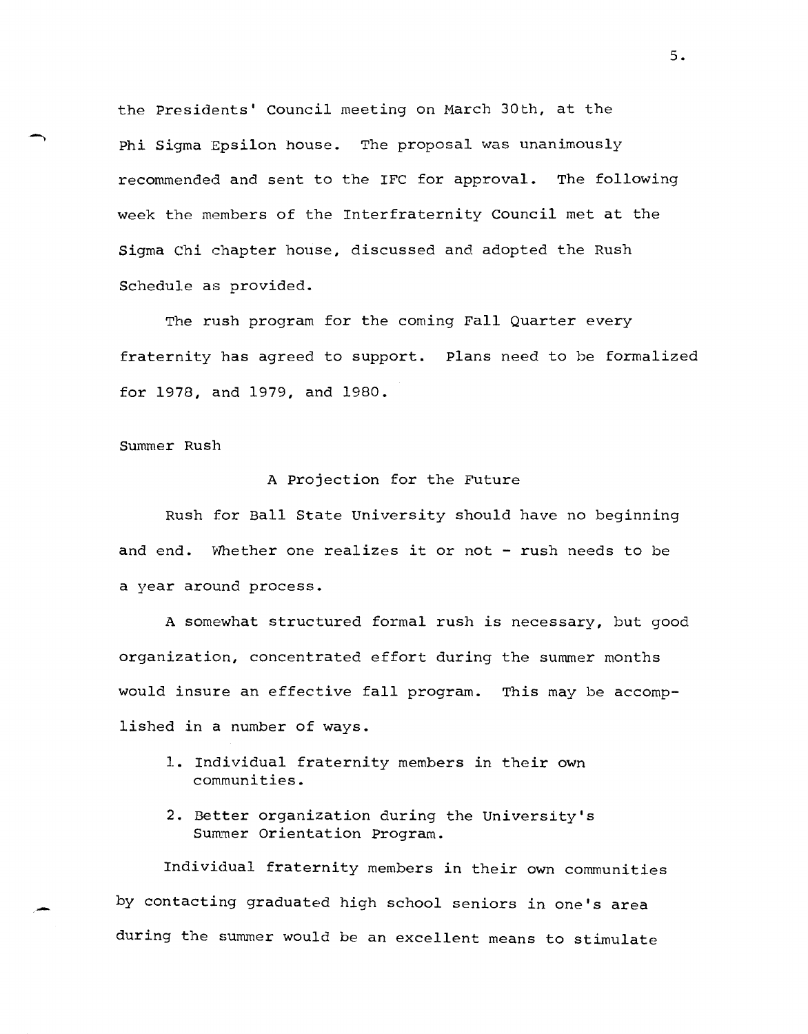the Presidents' Council meeting on March 30th, at the Phi Sigma Epsilon house. The proposal was unanimously recommended and sent to the IFC for approval. The following week the members of the Interfraternity Council met at the Sigma Chi chapter house, discussed and adopted the Rush Schedule as provided.

The rush program for the coming Fall Quarter every fraternity has agreed to support. Plans need to be formalized for 1978, and 1979, and 1980.

Summer Rush

A Projection for the Future

Rush for Ball State University should have no beginning and end. Whether one realizes it or not - rush needs to be a year around process.

A somewhat structured formal rush is necessary, but good organization, concentrated effort during the summer months would insure an effective fall program. This may be accomplished in a number of ways.

1. Individual fraternity members in their own communities.
2. Better organization during the University's Summer Orientation Program.

Individual fraternity members in their own communities by contacting graduated high school seniors in one's area during the summer would be an excellent means to stimulate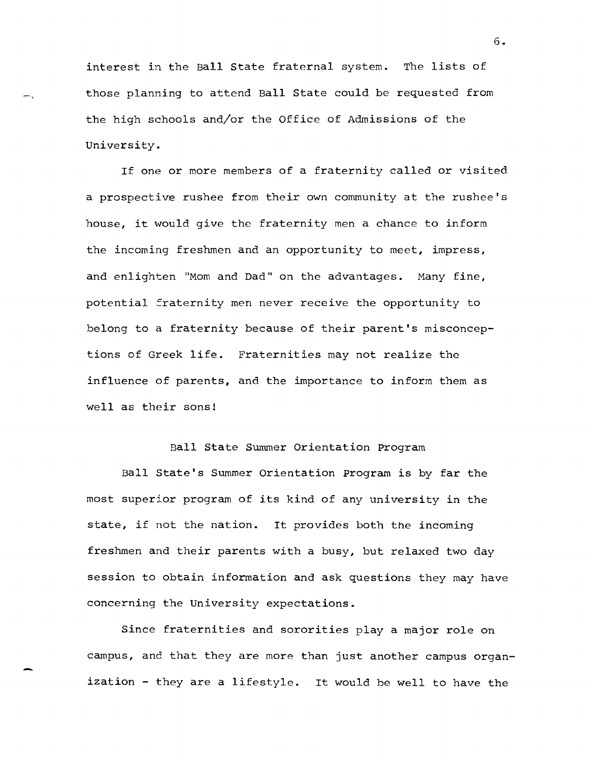interest in the Ball State fraternal system. The lists of those planning to attend Ball State could be requested from the high schools and/or the Office of Admissions of the University.

If one or more members of a fraternity called or visited a prospective rushee from their own community at the rushee's house, it would give the fraternity men a chance to inform the incoming freshmen and an opportunity to meet, impress, and enlighten "Mom and Dad" on the advantages. Many fine, potential fraternity men never receive the opportunity to belong to a fraternity because of their parent's misconceptions of Greek life. Fraternities may not realize the influence of parents, and the importance to inform them as well as their sons!

## Ball State Summer Orientation Program

Ball State's Summer Orientation Program is by far the most superior program of its kind of any university in the state, if not the nation. It provides both the incoming freshmen and their parents with a busy, but relaxed two day session to obtain information and ask questions they may have concerning the University expectations.

Since fraternities and sororities play a major role on campus, and that they are more than just another campus organization - they are a lifestyle. It would be well to have the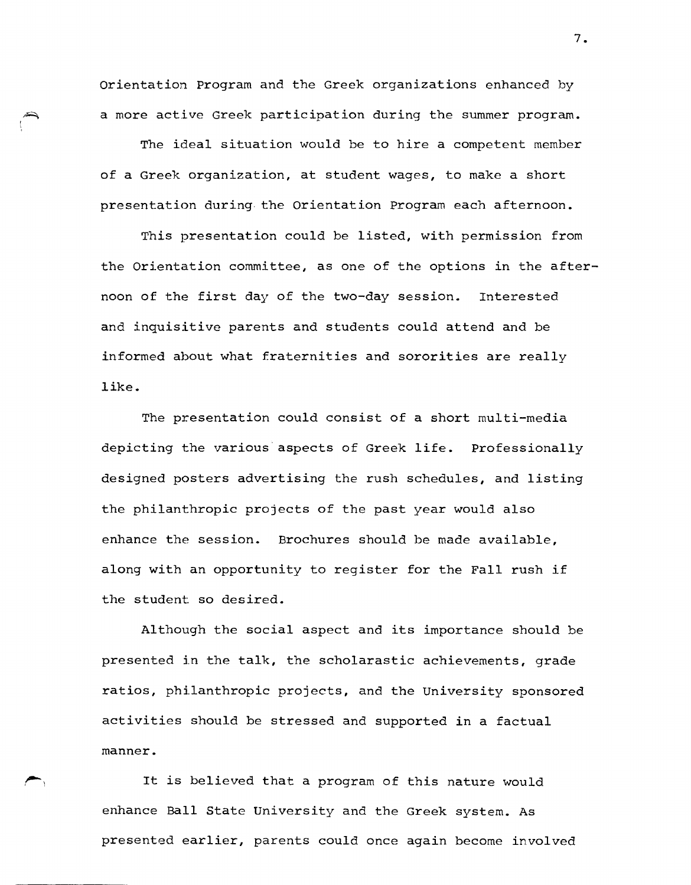Orientation Program and the Greek organizations enhanced by a more active Greek participation during the summer program.

The ideal situation would be to hire a competent member of a Greek organization, at student wages, to make a short presentation during the Orientation Program each afternoon.

This presentation could be listed, with permission from the Orientation committee, as one of the options in the afternoon of the first day of the two-day session. Interested and inquisitive parents and students could attend and be informed about what fraternities and sororities are really like.

The presentation could consist of a short multi-media depicting the various aspects of Greek life. Professionally designed posters advertising the rush schedules, and listing the philanthropic projects of the past year would also enhance the session. Brochures should be made available, along with an opportunity to register for the Fall rush if the student so desired.

Although the social aspect and its importance should be presented in the talk, the scholarastic achievements, grade ratios, philanthropic projects, and the University sponsored activities should be stressed and supported in a factual manner.

It is believed that a program of this nature would enhance Ball State University and the Greek system. As presented earlier, parents could once again become involved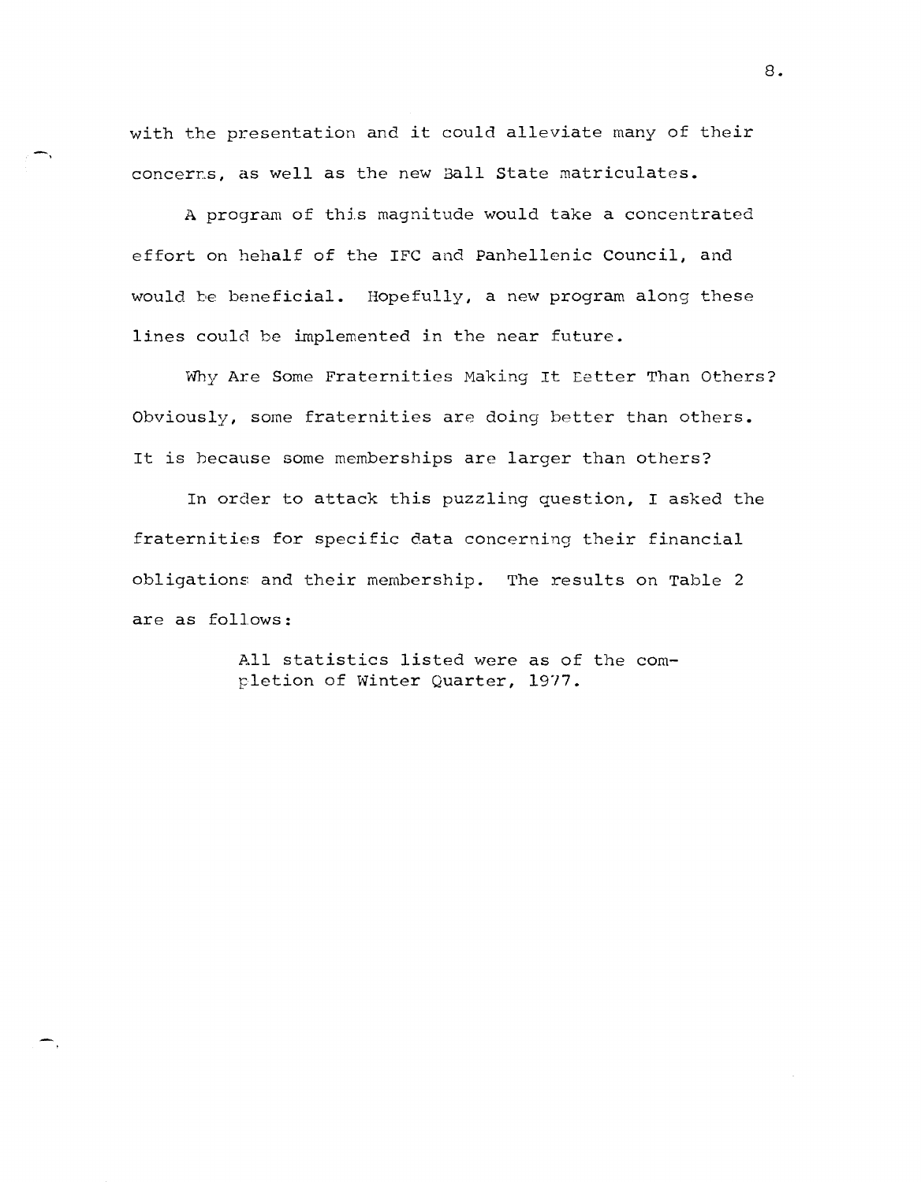with the presentation and it could alleviate many of their concerns, as well as the new Ball State matriculates.

A program of this magnitude would take a concentrated effort on behalf of the IFC and Panhellenic Council, and would be beneficial. Hopefully, a new program along these lines could be implemented in the near future.

Why Are Some Fraternities Making It Better Than Others? Obviously, some fraternities are doing better than others. It is because some memberships are larger than others?

In order to attack this puzzling question, I asked the fraternities for specific data concerning their financial obligations and their membership. The results on Table 2 are as follows:

> All statistics listed were as of the completion of Winter Quarter, 1977.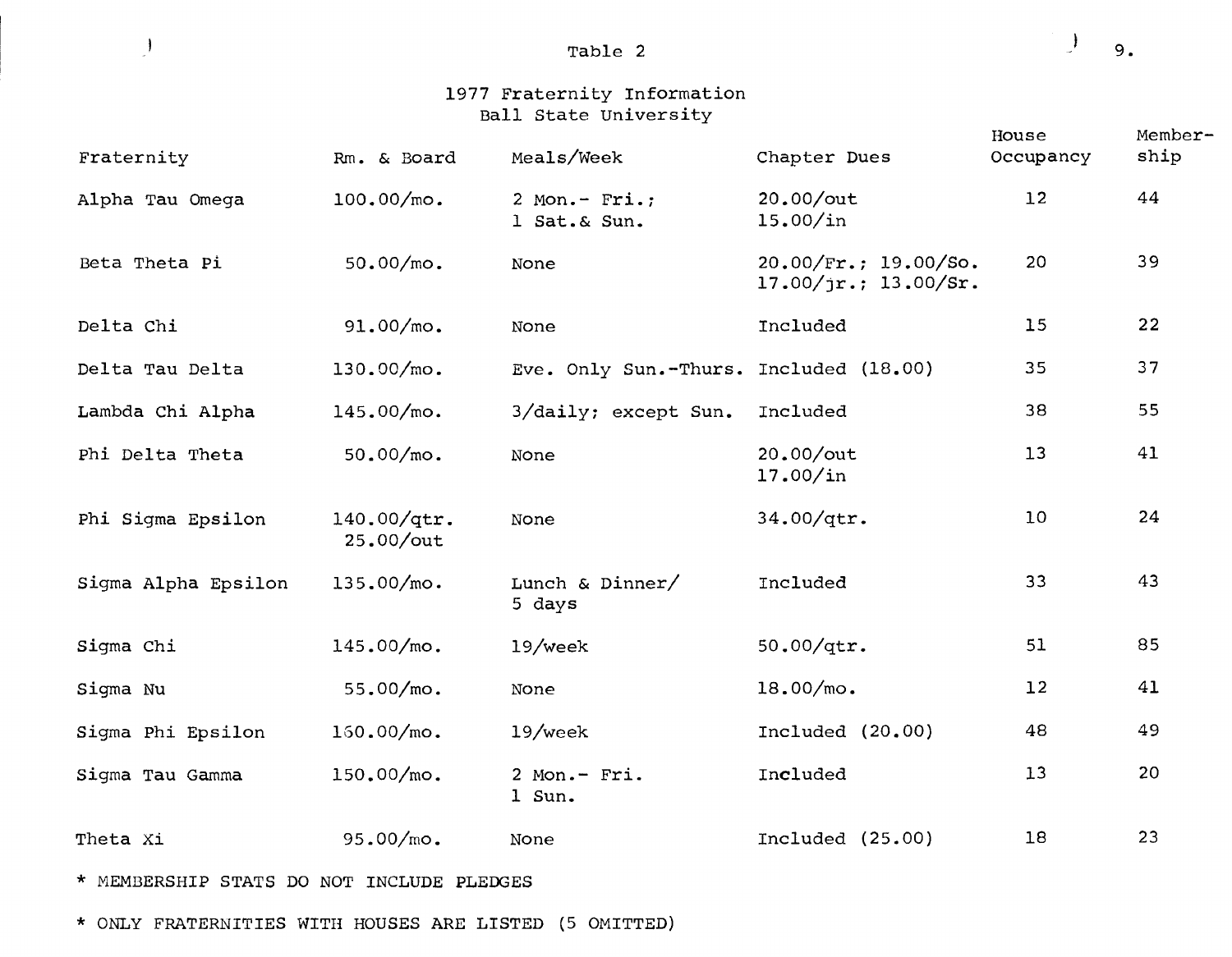Table 2

1977 Fraternity Information
Ball State University

| Fraternity | Rm. & Board | Meals/Week | Chapter Dues | House Occupancy | Membership |
|---|---|---|---|---|---|
| Alpha Tau Omega | 100.00/mo. | 2 Mon.- Fri.; 1 Sat.& Sun. | 20.00/out 15.00/in | 12 | 44 |
| Beta Theta Pi | 50.00/mo. | None | 20.00/Fr.; 19.00/So. 17.00/jr.; 13.00/Sr. | 20 | 39 |
| Delta Chi | 91.00/mo. | None | Included | 15 | 22 |
| Delta Tau Delta | 130.00/mo. | Eve. Only Sun.-Thurs. | Included (18.00) | 35 | 37 |
| Lambda Chi Alpha | 145.00/mo. | 3/daily; except Sun. | Included | 38 | 55 |
| Phi Delta Theta | 50.00/mo. | None | 20.00/out 17.00/in | 13 | 41 |
| Phi Sigma Epsilon | 140.00/qtr. 25.00/out | None | 34.00/qtr. | 10 | 24 |
| Sigma Alpha Epsilon | 135.00/mo. | Lunch & Dinner/ 5 days | Included | 33 | 43 |
| Sigma Chi | 145.00/mo. | 19/week | 50.00/qtr. | 51 | 85 |
| Sigma Nu | 55.00/mo. | None | 18.00/mo. | 12 | 41 |
| Sigma Phi Epsilon | 160.00/mo. | 19/week | Included (20.00) | 48 | 49 |
| Sigma Tau Gamma | 150.00/mo. | 2 Mon.- Fri. 1 Sun. | Included | 13 | 20 |
| Theta Xi | 95.00/mo. | None | Included (25.00) | 18 | 23 |

* MEMBERSHIP STATS DO NOT INCLUDE PLEDGES

* ONLY FRATERNITIES WITH HOUSES ARE LISTED (5 OMITTED)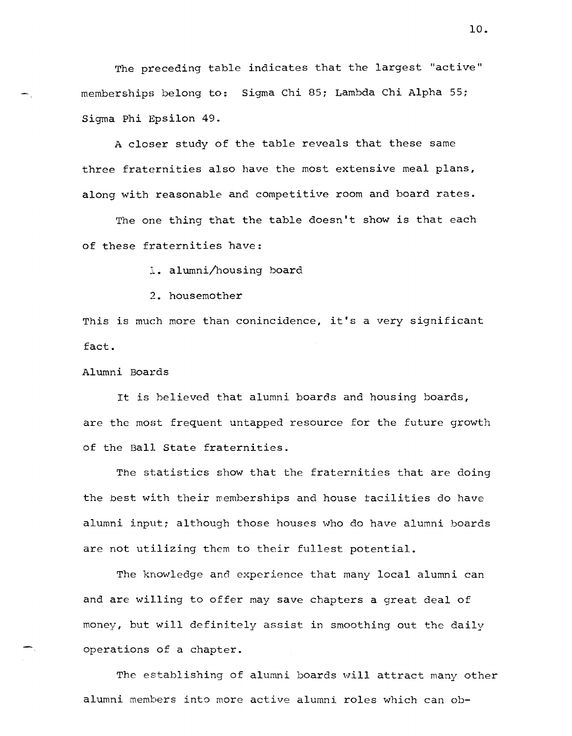The preceding table indicates that the largest "active" memberships belong to: Sigma Chi 85; Lambda Chi Alpha 55; Sigma Phi Epsilon 49.

A closer study of the table reveals that these same three fraternities also have the most extensive meal plans, along with reasonable and competitive room and board rates.

The one thing that the table doesn't show is that each of these fraternities have:

1. alumni/housing board
2. housemother

This is much more than conincidence, it's a very significant fact.

Alumni Boards

It is believed that alumni boards and housing boards, are the most frequent untapped resource for the future growth of the Ball State fraternities.

The statistics show that the fraternities that are doing the best with their memberships and house facilities do have alumni input; although those houses who do have alumni boards are not utilizing them to their fullest potential.

The knowledge and experience that many local alumni can and are willing to offer may save chapters a great deal of money, but will definitely assist in smoothing out the daily operations of a chapter.

The establishing of alumni boards will attract many other alumni members into more active alumni roles which can ob-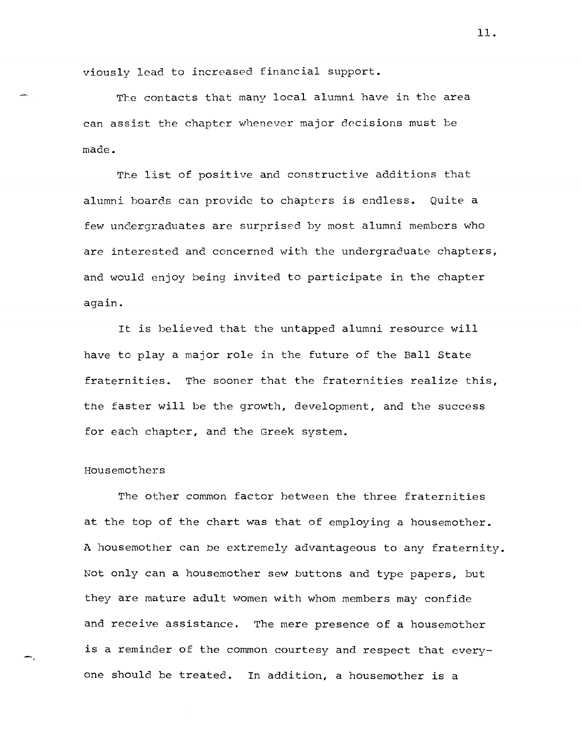viously lead to increased financial support.

The contacts that many local alumni have in the area can assist the chapter whenever major decisions must be made.

The list of positive and constructive additions that alumni boards can provide to chapters is endless. Quite a few undergraduates are surprised by most alumni members who are interested and concerned with the undergraduate chapters, and would enjoy being invited to participate in the chapter again.

It is believed that the untapped alumni resource will have to play a major role in the future of the Ball State fraternities. The sooner that the fraternities realize this, the faster will be the growth, development, and the success for each chapter, and the Greek system.

### Housemothers

The other common factor between the three fraternities at the top of the chart was that of employing a housemother. A housemother can be extremely advantageous to any fraternity. Not only can a housemother sew buttons and type papers, but they are mature adult women with whom members may confide and receive assistance. The mere presence of a housemother is a reminder of the common courtesy and respect that everyone should be treated. In addition, a housemother is a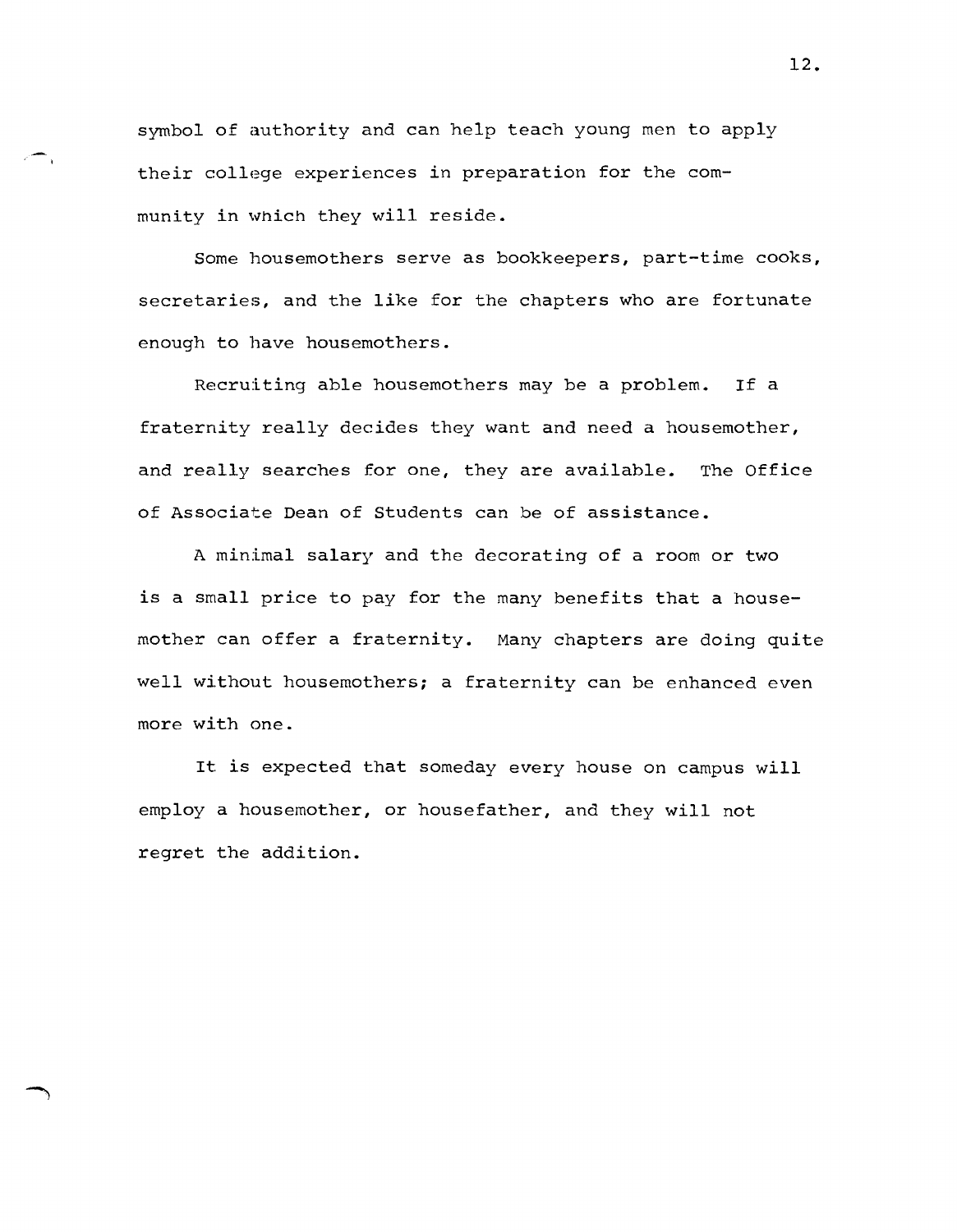symbol of authority and can help teach young men to apply their college experiences in preparation for the community in which they will reside.

Some housemothers serve as bookkeepers, part-time cooks, secretaries, and the like for the chapters who are fortunate enough to have housemothers.

Recruiting able housemothers may be a problem. If a fraternity really decides they want and need a housemother, and really searches for one, they are available. The Office of Associate Dean of Students can be of assistance.

A minimal salary and the decorating of a room or two is a small price to pay for the many benefits that a housemother can offer a fraternity. Many chapters are doing quite well without housemothers; a fraternity can be enhanced even more with one.

It is expected that someday every house on campus will employ a housemother, or housefather, and they will not regret the addition.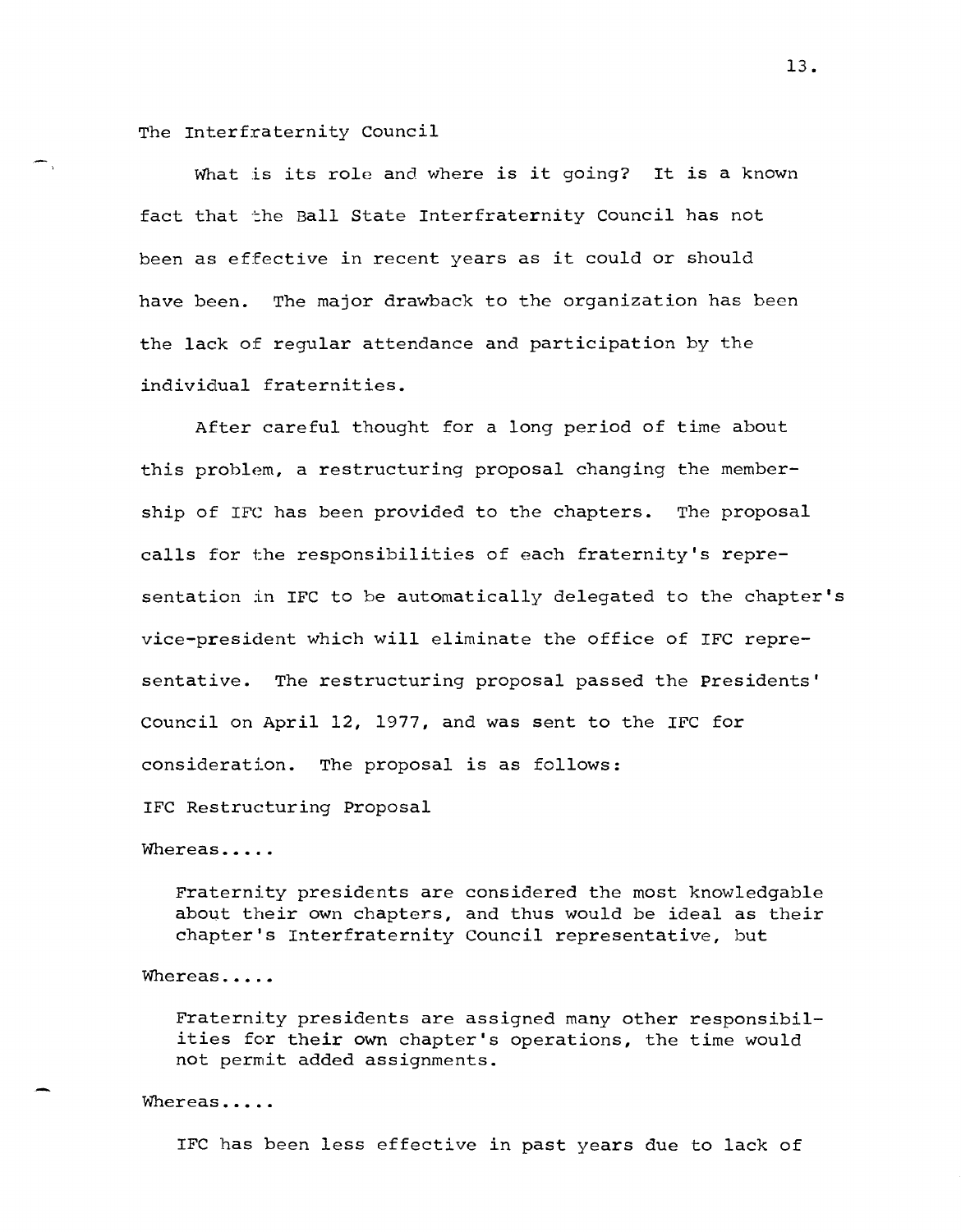## The Interfraternity Council

What is its role and where is it going? It is a known fact that the Ball State Interfraternity Council has not been as effective in recent years as it could or should have been. The major drawback to the organization has been the lack of regular attendance and participation by the individual fraternities.

After careful thought for a long period of time about this problem, a restructuring proposal changing the membership of IFC has been provided to the chapters. The proposal calls for the responsibilities of each fraternity's representation in IFC to be automatically delegated to the chapter's vice-president which will eliminate the office of IFC representative. The restructuring proposal passed the Presidents' Council on April 12, 1977, and was sent to the IFC for consideration. The proposal is as follows:

### IFC Restructuring Proposal

Whereas.....

> Fraternity presidents are considered the most knowledgable about their own chapters, and thus would be ideal as their chapter's Interfraternity Council representative, but

Whereas.....

> Fraternity presidents are assigned many other responsibilities for their own chapter's operations, the time would not permit added assignments.

Whereas.....

> IFC has been less effective in past years due to lack of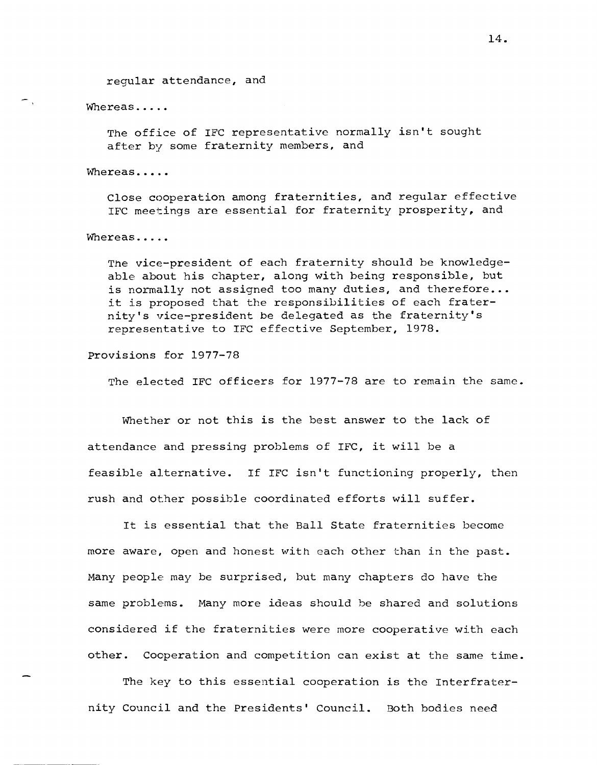regular attendance, and

Whereas.....

The office of IFC representative normally isn't sought after by some fraternity members, and

Whereas.....

Close cooperation among fraternities, and regular effective IFC meetings are essential for fraternity prosperity, and

Whereas.....

The vice-president of each fraternity should be knowledgeable about his chapter, along with being responsible, but is normally not assigned too many duties, and therefore... it is proposed that the responsibilities of each fraternity's vice-president be delegated as the fraternity's representative to IFC effective September, 1978.

Provisions for 1977-78

The elected IFC officers for 1977-78 are to remain the same.

Whether or not this is the best answer to the lack of attendance and pressing problems of IFC, it will be a feasible alternative. If IFC isn't functioning properly, then rush and other possible coordinated efforts will suffer.

It is essential that the Ball State fraternities become more aware, open and honest with each other than in the past. Many people may be surprised, but many chapters do have the same problems. Many more ideas should be shared and solutions considered if the fraternities were more cooperative with each other. Cooperation and competition can exist at the same time.

The key to this essential cooperation is the Interfraternity Council and the Presidents' Council. Both bodies need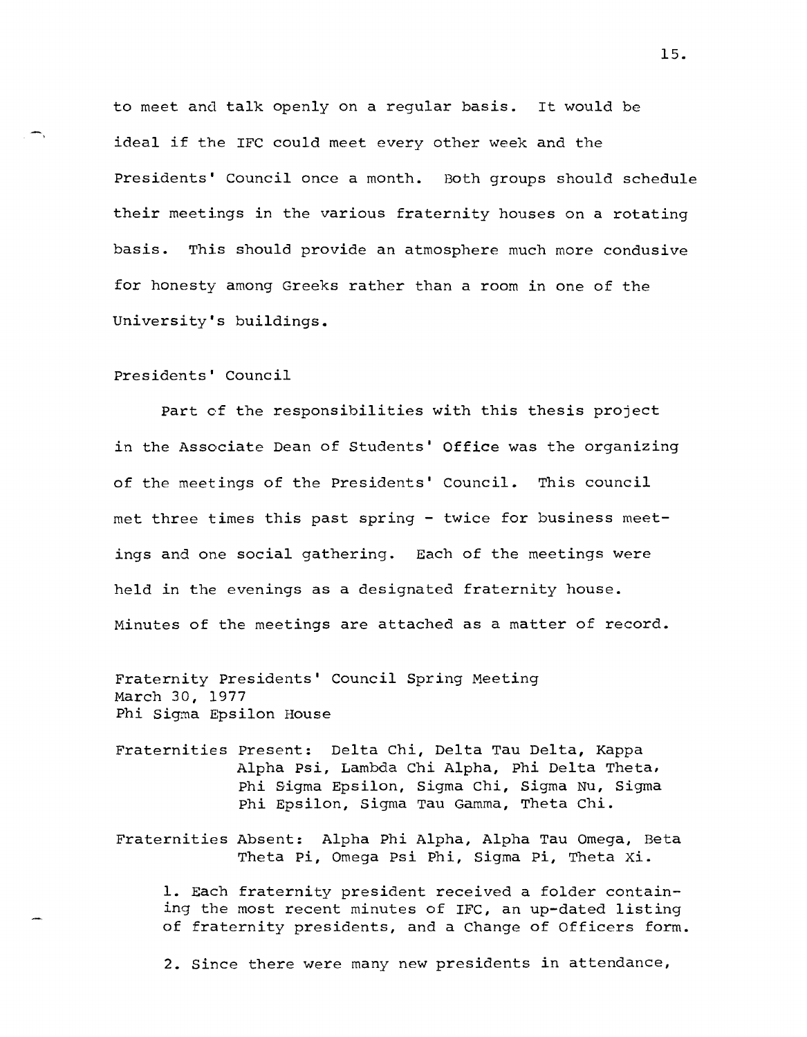to meet and talk openly on a regular basis. It would be ideal if the IFC could meet every other week and the Presidents' Council once a month. Both groups should schedule their meetings in the various fraternity houses on a rotating basis. This should provide an atmosphere much more condusive for honesty among Greeks rather than a room in one of the University's buildings.

## Presidents' Council

Part of the responsibilities with this thesis project in the Associate Dean of Students' Office was the organizing of the meetings of the Presidents' Council. This council met three times this past spring - twice for business meetings and one social gathering. Each of the meetings were held in the evenings as a designated fraternity house. Minutes of the meetings are attached as a matter of record.

Fraternity Presidents' Council Spring Meeting
March 30, 1977
Phi Sigma Epsilon House

Fraternities Present: Delta Chi, Delta Tau Delta, Kappa Alpha Psi, Lambda Chi Alpha, Phi Delta Theta, Phi Sigma Epsilon, Sigma Chi, Sigma Nu, Sigma Phi Epsilon, Sigma Tau Gamma, Theta Chi.

Fraternities Absent: Alpha Phi Alpha, Alpha Tau Omega, Beta Theta Pi, Omega Psi Phi, Sigma Pi, Theta Xi.

1. Each fraternity president received a folder containing the most recent minutes of IFC, an up-dated listing of fraternity presidents, and a Change of Officers form.

2. Since there were many new presidents in attendance,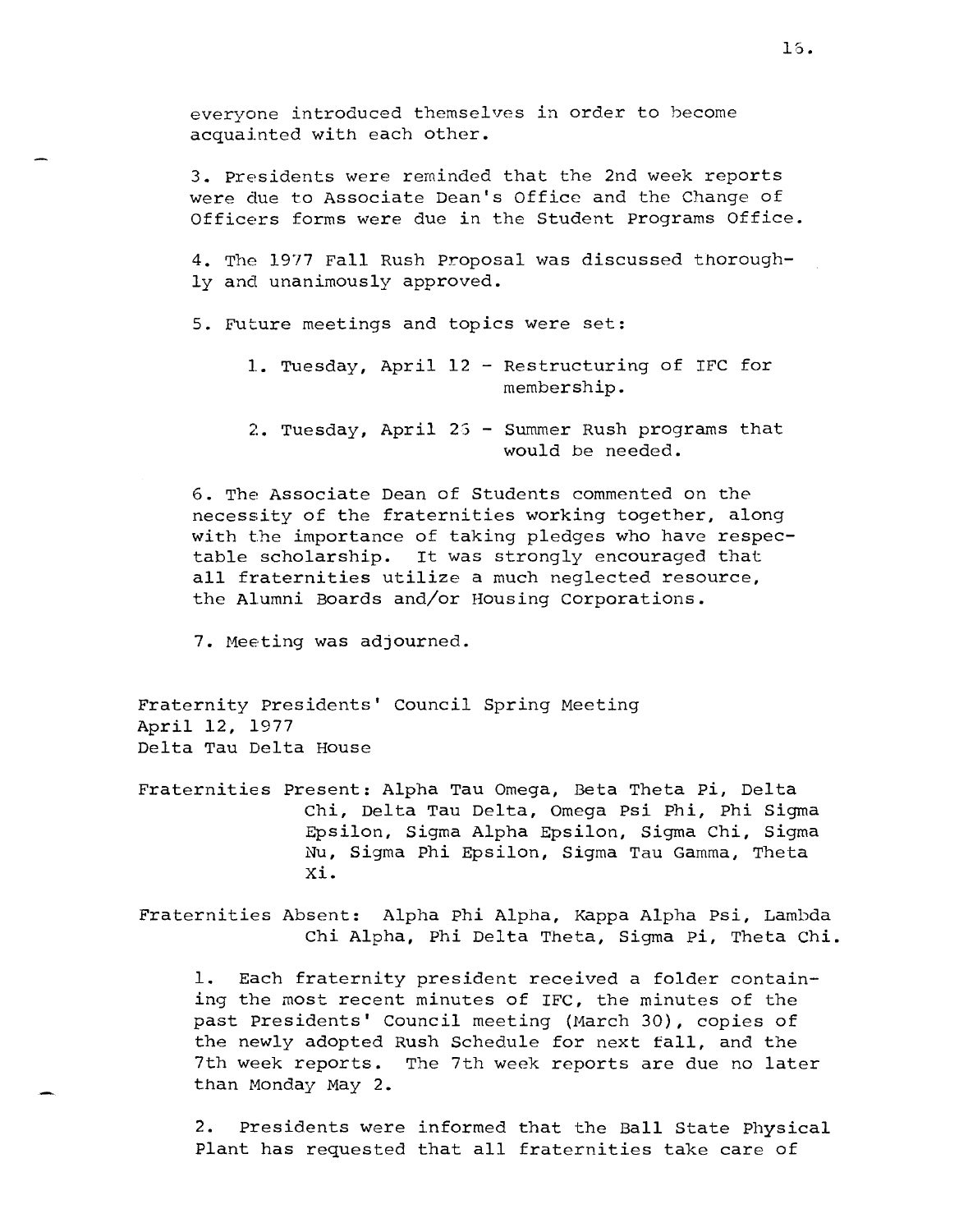everyone introduced themselves in order to become acquainted with each other.

3. Presidents were reminded that the 2nd week reports were due to Associate Dean's Office and the Change of Officers forms were due in the Student Programs Office.

4. The 1977 Fall Rush Proposal was discussed thoroughly and unanimously approved.

5. Future meetings and topics were set:

   1. Tuesday, April 12 - Restructuring of IFC for membership.

   2. Tuesday, April 26 - Summer Rush programs that would be needed.

6. The Associate Dean of Students commented on the necessity of the fraternities working together, along with the importance of taking pledges who have respectable scholarship. It was strongly encouraged that all fraternities utilize a much neglected resource, the Alumni Boards and/or Housing Corporations.

7. Meeting was adjourned.

Fraternity Presidents' Council Spring Meeting
April 12, 1977
Delta Tau Delta House

Fraternities Present: Alpha Tau Omega, Beta Theta Pi, Delta Chi, Delta Tau Delta, Omega Psi Phi, Phi Sigma Epsilon, Sigma Alpha Epsilon, Sigma Chi, Sigma Nu, Sigma Phi Epsilon, Sigma Tau Gamma, Theta Xi.

Fraternities Absent: Alpha Phi Alpha, Kappa Alpha Psi, Lambda Chi Alpha, Phi Delta Theta, Sigma Pi, Theta Chi.

1. Each fraternity president received a folder containing the most recent minutes of IFC, the minutes of the past Presidents' Council meeting (March 30), copies of the newly adopted Rush Schedule for next fall, and the 7th week reports. The 7th week reports are due no later than Monday May 2.

2. Presidents were informed that the Ball State Physical Plant has requested that all fraternities take care of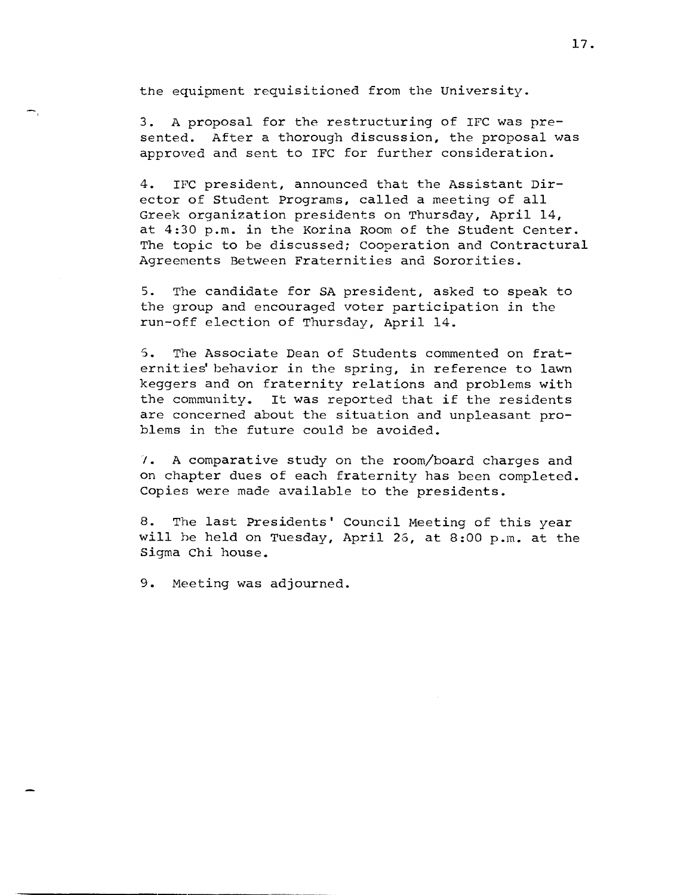the equipment requisitioned from the University.

3. A proposal for the restructuring of IFC was presented. After a thorough discussion, the proposal was approved and sent to IFC for further consideration.

4. IFC president, announced that the Assistant Director of Student Programs, called a meeting of all Greek organization presidents on Thursday, April 14, at 4:30 p.m. in the Korina Room of the Student Center. The topic to be discussed; Cooperation and Contractural Agreements Between Fraternities and Sororities.

5. The candidate for SA president, asked to speak to the group and encouraged voter participation in the run-off election of Thursday, April 14.

6. The Associate Dean of Students commented on fraternities' behavior in the spring, in reference to lawn keggers and on fraternity relations and problems with the community. It was reported that if the residents are concerned about the situation and unpleasant problems in the future could be avoided.

7. A comparative study on the room/board charges and on chapter dues of each fraternity has been completed. Copies were made available to the presidents.

8. The last Presidents' Council Meeting of this year will be held on Tuesday, April 26, at 8:00 p.m. at the Sigma Chi house.

9. Meeting was adjourned.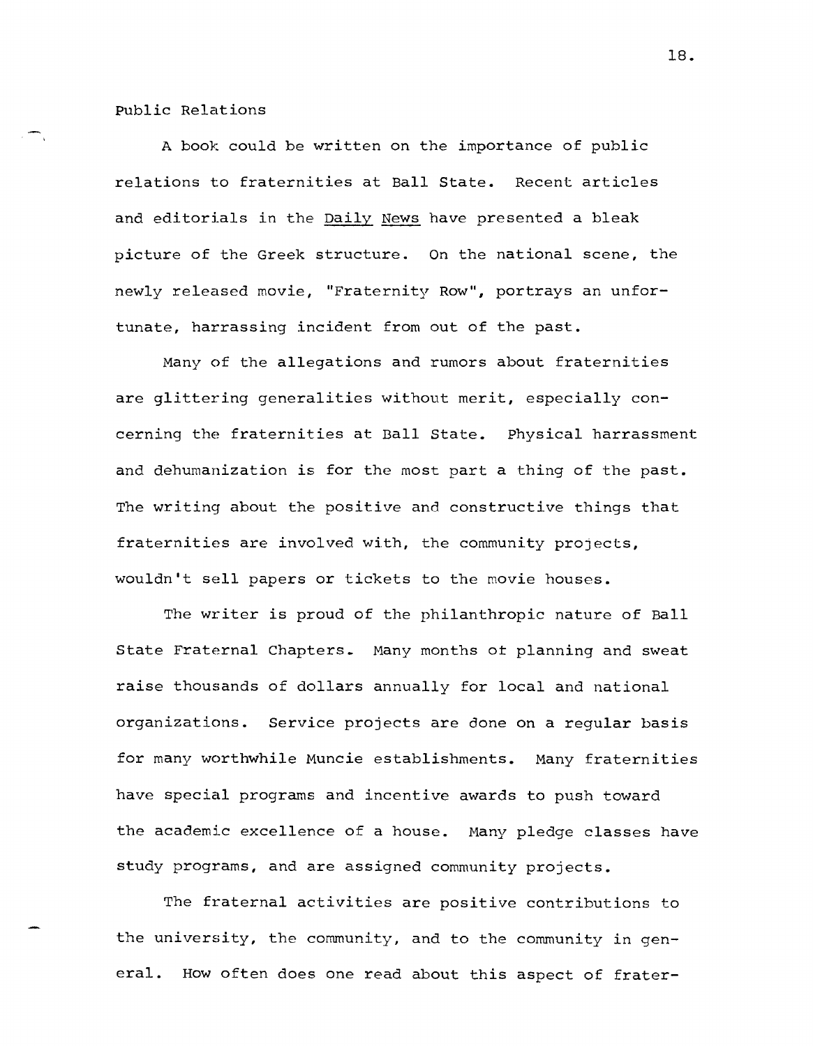Public Relations

A book could be written on the importance of public relations to fraternities at Ball State. Recent articles and editorials in the Daily News have presented a bleak picture of the Greek structure. On the national scene, the newly released movie, "Fraternity Row", portrays an unfortunate, harrassing incident from out of the past.

Many of the allegations and rumors about fraternities are glittering generalities without merit, especially concerning the fraternities at Ball State. Physical harrassment and dehumanization is for the most part a thing of the past. The writing about the positive and constructive things that fraternities are involved with, the community projects, wouldn't sell papers or tickets to the movie houses.

The writer is proud of the philanthropic nature of Ball State Fraternal Chapters. Many months of planning and sweat raise thousands of dollars annually for local and national organizations. Service projects are done on a regular basis for many worthwhile Muncie establishments. Many fraternities have special programs and incentive awards to push toward the academic excellence of a house. Many pledge classes have study programs, and are assigned community projects.

The fraternal activities are positive contributions to the university, the community, and to the community in general. How often does one read about this aspect of frater-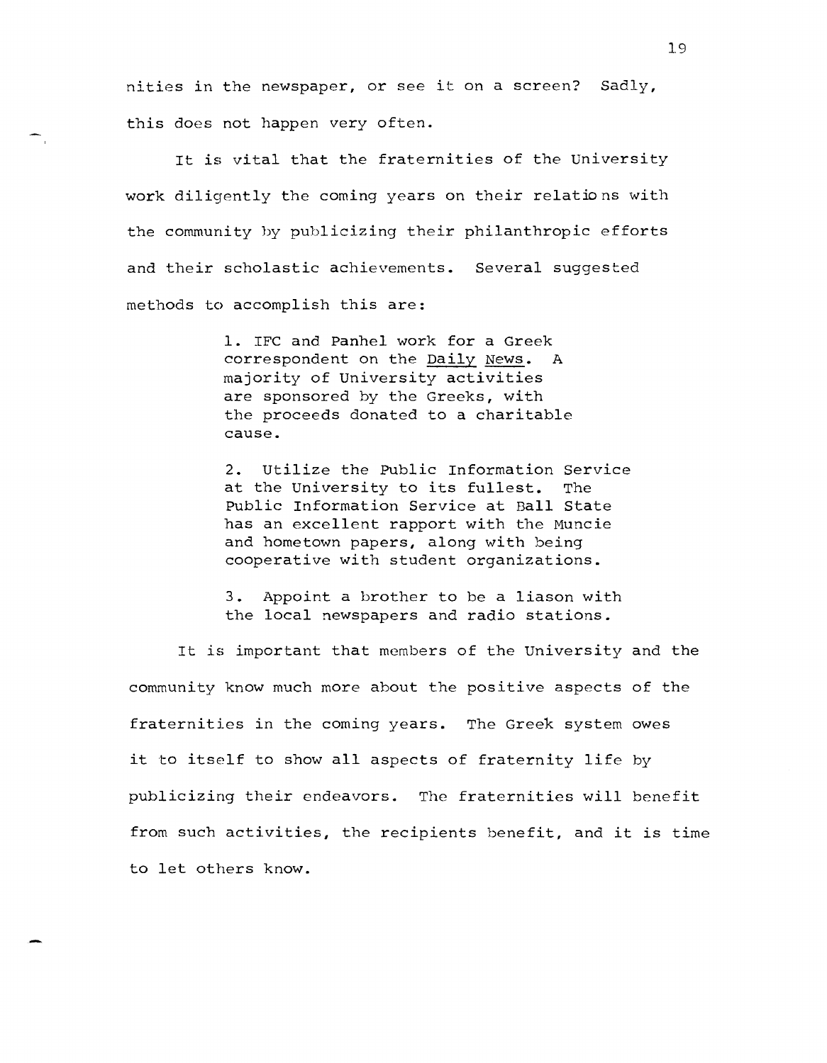nities in the newspaper, or see it on a screen? Sadly, this does not happen very often.

It is vital that the fraternities of the University work diligently the coming years on their relations with the community by publicizing their philanthropic efforts and their scholastic achievements. Several suggested methods to accomplish this are:

> 1. IFC and Panhel work for a Greek correspondent on the <u>Daily News</u>. A majority of University activities are sponsored by the Greeks, with the proceeds donated to a charitable cause.
>
> 2. Utilize the Public Information Service at the University to its fullest. The Public Information Service at Ball State has an excellent rapport with the Muncie and hometown papers, along with being cooperative with student organizations.
>
> 3. Appoint a brother to be a liason with the local newspapers and radio stations.

It is important that members of the University and the community know much more about the positive aspects of the fraternities in the coming years. The Greek system owes it to itself to show all aspects of fraternity life by publicizing their endeavors. The fraternities will benefit from such activities, the recipients benefit, and it is time to let others know.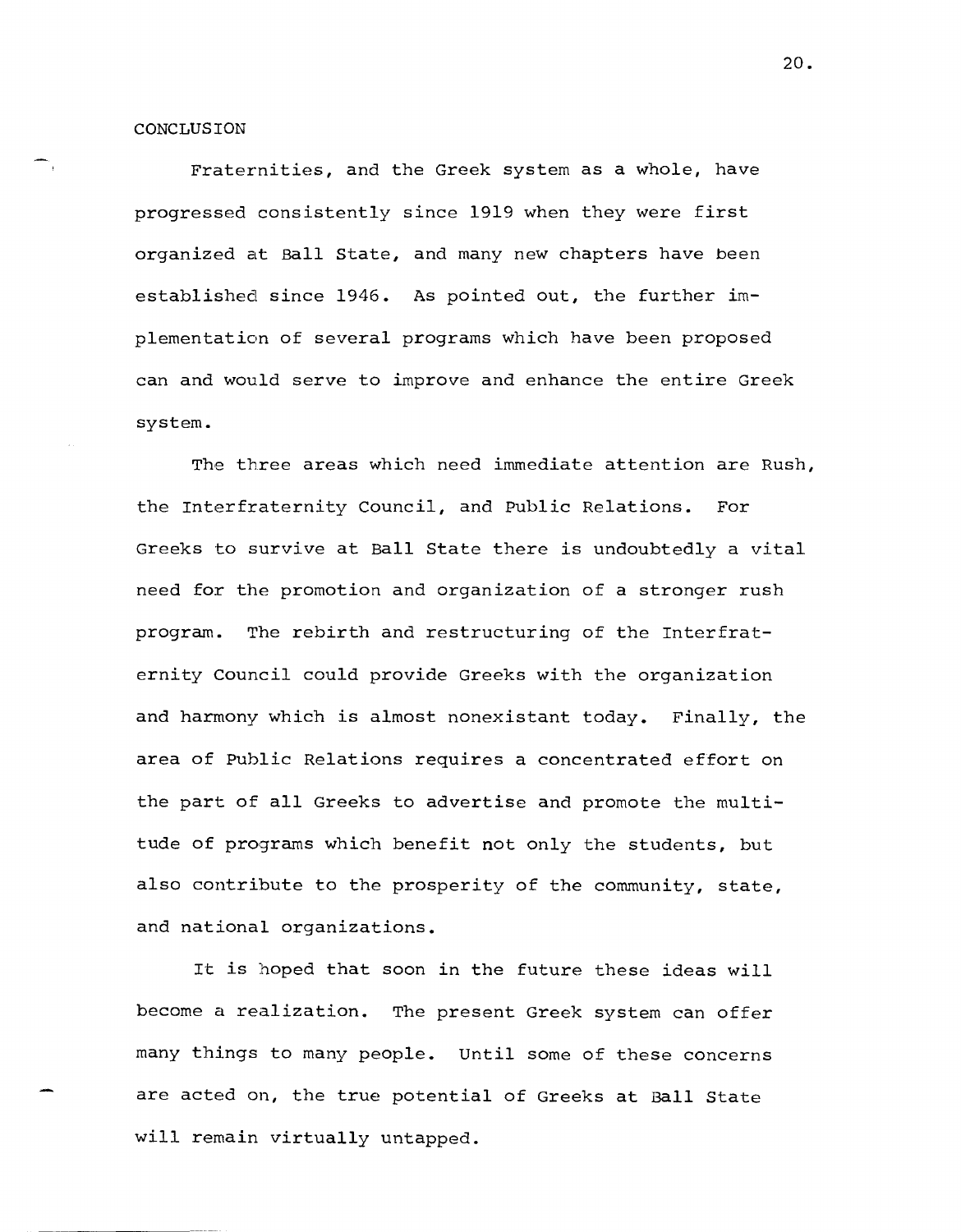# CONCLUSION

Fraternities, and the Greek system as a whole, have progressed consistently since 1919 when they were first organized at Ball State, and many new chapters have been established since 1946. As pointed out, the further implementation of several programs which have been proposed can and would serve to improve and enhance the entire Greek system.

The three areas which need immediate attention are Rush, the Interfraternity Council, and Public Relations. For Greeks to survive at Ball State there is undoubtedly a vital need for the promotion and organization of a stronger rush program. The rebirth and restructuring of the Interfraternity Council could provide Greeks with the organization and harmony which is almost nonexistant today. Finally, the area of Public Relations requires a concentrated effort on the part of all Greeks to advertise and promote the multitude of programs which benefit not only the students, but also contribute to the prosperity of the community, state, and national organizations.

It is hoped that soon in the future these ideas will become a realization. The present Greek system can offer many things to many people. Until some of these concerns are acted on, the true potential of Greeks at Ball State will remain virtually untapped.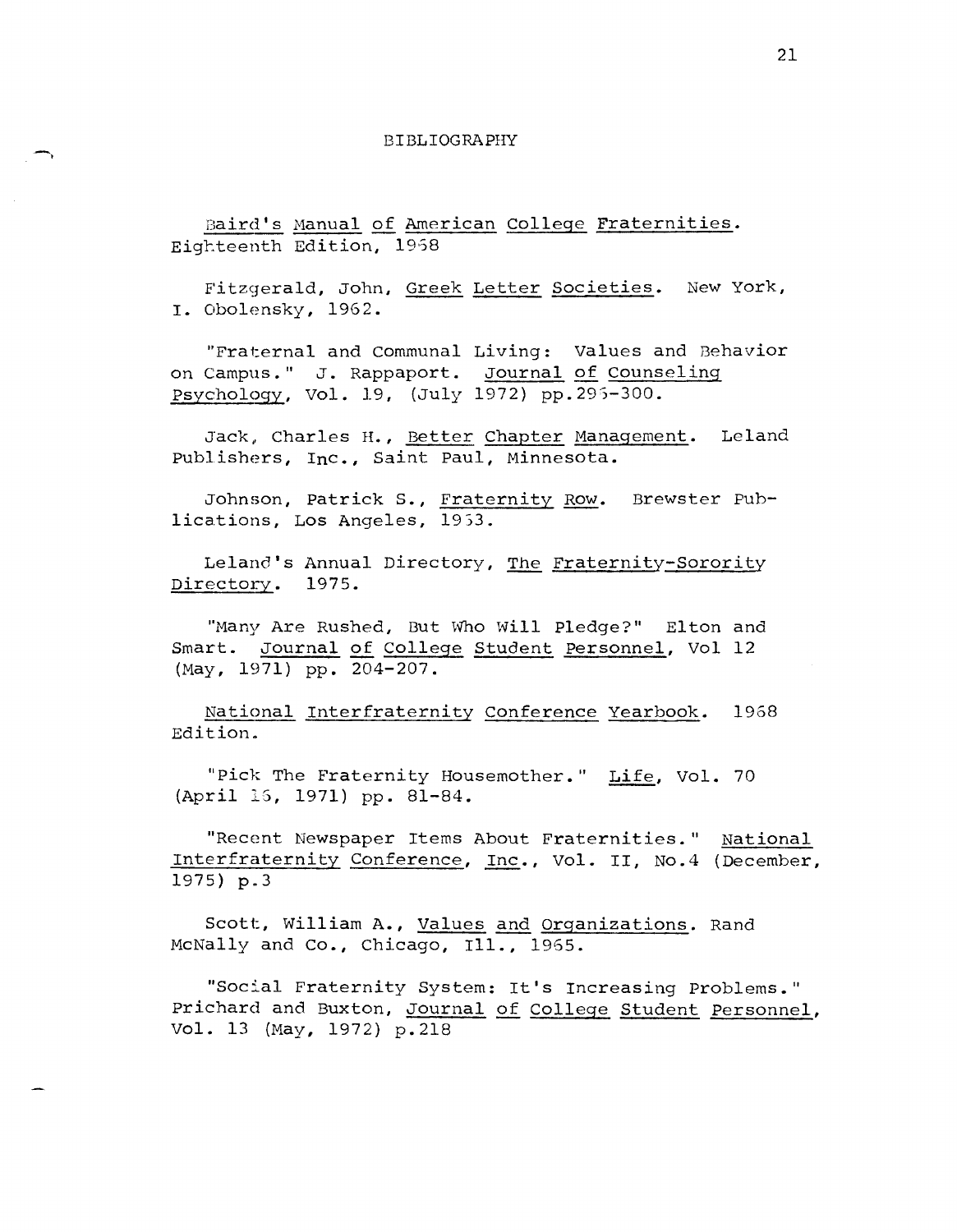# BIBLIOGRAPHY

Baird's Manual of American College Fraternities. Eighteenth Edition, 1968

Fitzgerald, John, Greek Letter Societies. New York, I. Obolensky, 1962.

"Fraternal and Communal Living: Values and Behavior on Campus." J. Rappaport. Journal of Counseling Psychology, Vol. 19, (July 1972) pp.295-300.

Jack, Charles H., Better Chapter Management. Leland Publishers, Inc., Saint Paul, Minnesota.

Johnson, Patrick S., Fraternity Row. Brewster Publications, Los Angeles, 1953.

Leland's Annual Directory, The Fraternity-Sorority Directory. 1975.

"Many Are Rushed, But Who Will Pledge?" Elton and Smart. Journal of College Student Personnel, Vol 12 (May, 1971) pp. 204-207.

National Interfraternity Conference Yearbook. 1968 Edition.

"Pick The Fraternity Housemother." Life, Vol. 70 (April 16, 1971) pp. 81-84.

"Recent Newspaper Items About Fraternities." National Interfraternity Conference, Inc., Vol. II, No.4 (December, 1975) p.3

Scott, William A., Values and Organizations. Rand McNally and Co., Chicago, Ill., 1965.

"Social Fraternity System: It's Increasing Problems." Prichard and Buxton, Journal of College Student Personnel, Vol. 13 (May, 1972) p.218